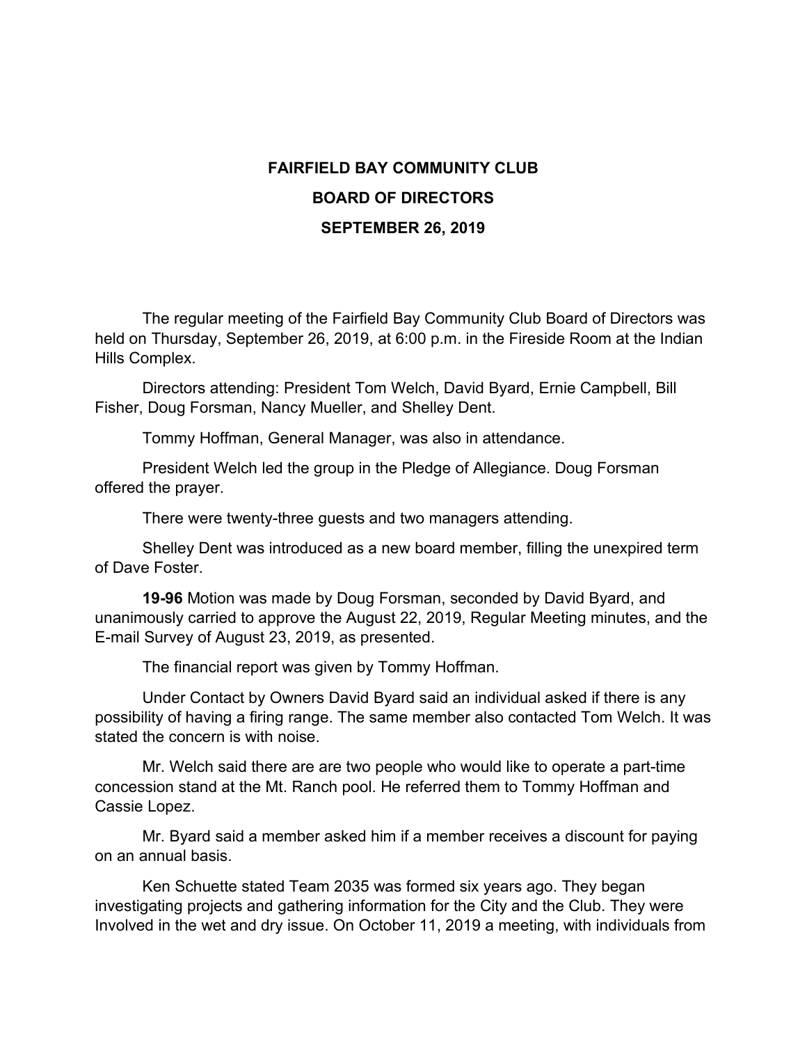# FAIRFIELD BAY COMMUNITY CLUB

## BOARD OF DIRECTORS

## SEPTEMBER 26, 2019

The regular meeting of the Fairfield Bay Community Club Board of Directors was held on Thursday, September 26, 2019, at 6:00 p.m. in the Fireside Room at the Indian Hills Complex.

Directors attending: President Tom Welch, David Byard, Ernie Campbell, Bill Fisher, Doug Forsman, Nancy Mueller, and Shelley Dent.

Tommy Hoffman, General Manager, was also in attendance.

President Welch led the group in the Pledge of Allegiance. Doug Forsman offered the prayer.

There were twenty-three guests and two managers attending.

Shelley Dent was introduced as a new board member, filling the unexpired term of Dave Foster.

**19-96** Motion was made by Doug Forsman, seconded by David Byard, and unanimously carried to approve the August 22, 2019, Regular Meeting minutes, and the E-mail Survey of August 23, 2019, as presented.

The financial report was given by Tommy Hoffman.

Under Contact by Owners David Byard said an individual asked if there is any possibility of having a firing range. The same member also contacted Tom Welch. It was stated the concern is with noise.

Mr. Welch said there are are two people who would like to operate a part-time concession stand at the Mt. Ranch pool. He referred them to Tommy Hoffman and Cassie Lopez.

Mr. Byard said a member asked him if a member receives a discount for paying on an annual basis.

Ken Schuette stated Team 2035 was formed six years ago. They began investigating projects and gathering information for the City and the Club. They were Involved in the wet and dry issue. On October 11, 2019 a meeting, with individuals from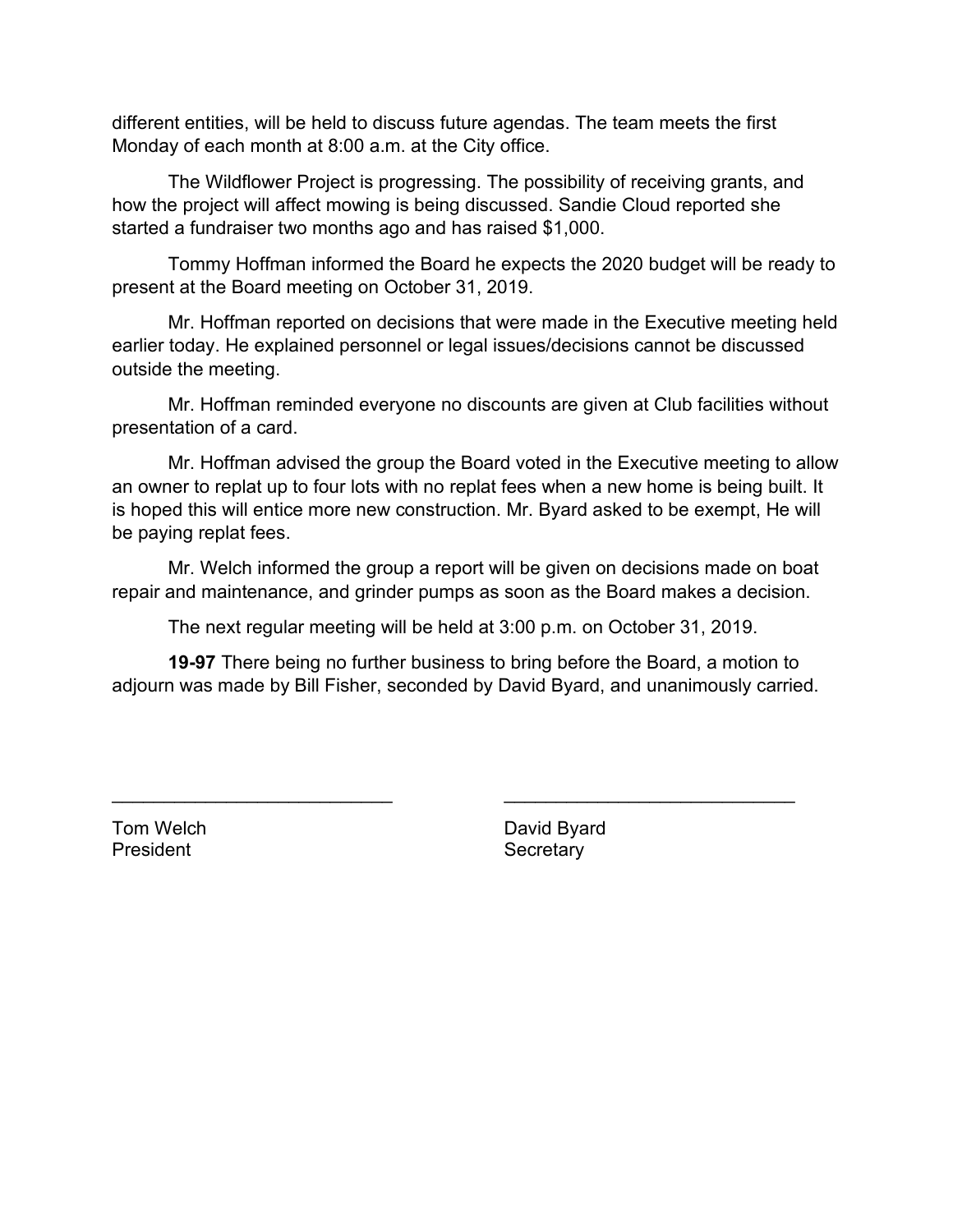different entities, will be held to discuss future agendas. The team meets the first Monday of each month at 8:00 a.m. at the City office.

The Wildflower Project is progressing. The possibility of receiving grants, and how the project will affect mowing is being discussed. Sandie Cloud reported she started a fundraiser two months ago and has raised $1,000.

Tommy Hoffman informed the Board he expects the 2020 budget will be ready to present at the Board meeting on October 31, 2019.

Mr. Hoffman reported on decisions that were made in the Executive meeting held earlier today. He explained personnel or legal issues/decisions cannot be discussed outside the meeting.

Mr. Hoffman reminded everyone no discounts are given at Club facilities without presentation of a card.

Mr. Hoffman advised the group the Board voted in the Executive meeting to allow an owner to replat up to four lots with no replat fees when a new home is being built. It is hoped this will entice more new construction. Mr. Byard asked to be exempt, He will be paying replat fees.

Mr. Welch informed the group a report will be given on decisions made on boat repair and maintenance, and grinder pumps as soon as the Board makes a decision.

The next regular meeting will be held at 3:00 p.m. on October 31, 2019.

**19-97** There being no further business to bring before the Board, a motion to adjourn was made by Bill Fisher, seconded by David Byard, and unanimously carried.

\_\_\_\_\_\_\_\_\_\_\_\_\_\_\_\_\_\_\_\_\_\_\_\_\_\_\_\_
Tom Welch
President

\_\_\_\_\_\_\_\_\_\_\_\_\_\_\_\_\_\_\_\_\_\_\_\_\_\_\_\_
David Byard
Secretary